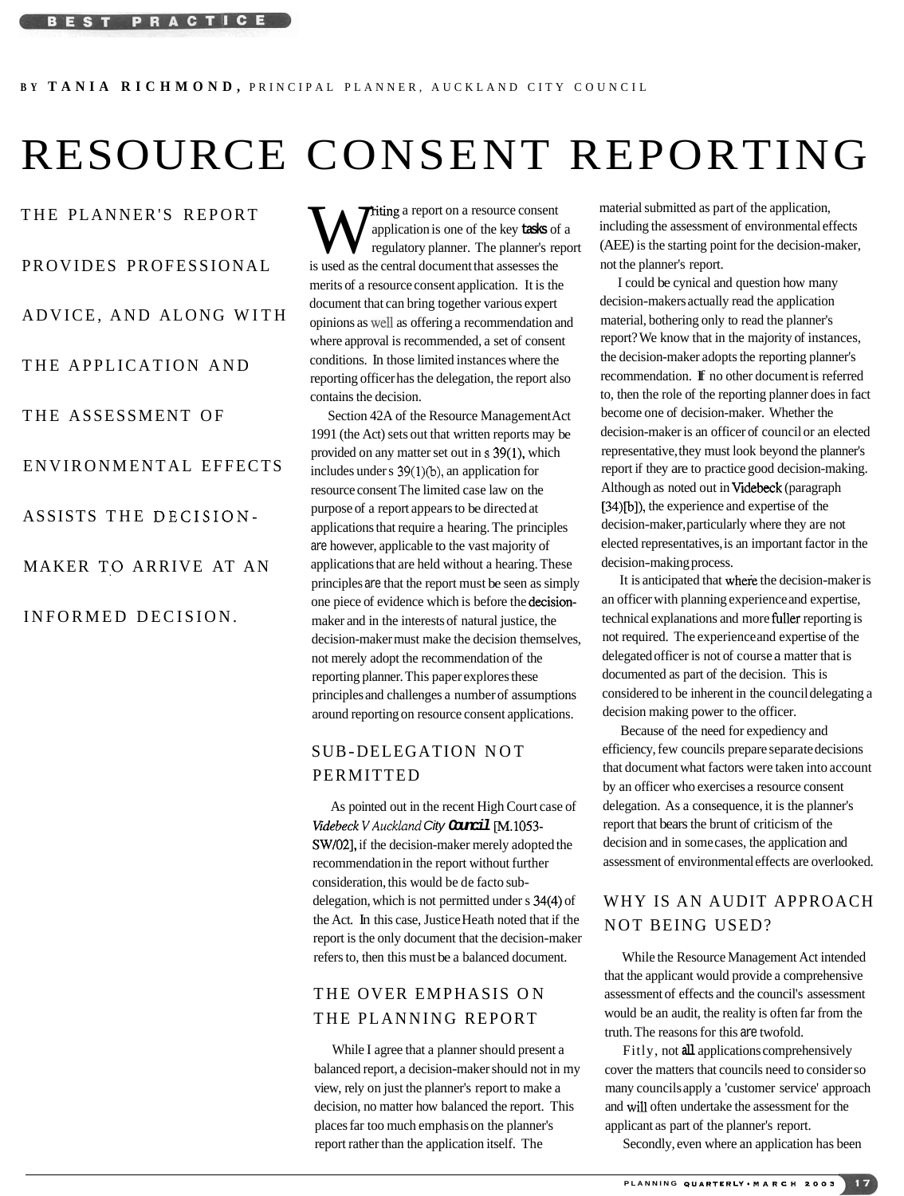BEST PRACTICE

BY **TANIA RICHMOND,** PRINCIPAL PLANNER, AUCKLAND CITY COUNCIL

# RESOURCE CONSENT REPORTING

THE PLANNER'S REPORT PROVIDES PROFESSIONAL ADVICE, AND ALONG WITH THE APPLICATION AND THE ASSESSMENT OF ENVIRONMENTAL EFFECTS ASSISTS THE DECISION-MAKER TO ARRIVE AT AN INFORMED DECISION.

Writing a report on a resource consent application is one of the key tasks of a regulatory planner. The planner's report is used as the central document that assesses the merits of a resource consent application. It is the document that can bring together various expert opinions as well as offering a recommendation and where approval is recommended, a set of consent conditions. In those limited instances where the reporting officer has the delegation, the report also contains the decision.

Section 42A of the Resource Management Act 1991 (the Act) sets out that written reports may be provided on any matter set out in s 39(1), which includes under s 39(1)(b), an application for resource consent The limited case law on the purpose of a report appears to be directed at applications that require a hearing. The principles are however, applicable to the vast majority of applications that are held without a hearing. These principles are that the report must be seen as simply one piece of evidence which is before the decision-maker and in the interests of natural justice, the decision-maker must make the decision themselves, not merely adopt the recommendation of the reporting planner. This paper explores these principles and challenges a number of assumptions around reporting on resource consent applications.

## SUB-DELEGATION NOT PERMITTED

As pointed out in the recent High Court case of *Videbeck V Auckland City Council* [M.1053-SW/02], if the decision-maker merely adopted the recommendation in the report without further consideration, this would be de facto sub-delegation, which is not permitted under s 34(4) of the Act. In this case, Justice Heath noted that if the report is the only document that the decision-maker refers to, then this must be a balanced document.

## THE OVER EMPHASIS ON THE PLANNING REPORT

While I agree that a planner should present a balanced report, a decision-maker should not in my view, rely on just the planner's report to make a decision, no matter how balanced the report. This places far too much emphasis on the planner's report rather than the application itself. The material submitted as part of the application, including the assessment of environmental effects (AEE) is the starting point for the decision-maker, not the planner's report.

I could be cynical and question how many decision-makers actually read the application material, bothering only to read the planner's report? We know that in the majority of instances, the decision-maker adopts the reporting planner's recommendation. If no other document is referred to, then the role of the reporting planner does in fact become one of decision-maker. Whether the decision-maker is an officer of council or an elected representative, they must look beyond the planner's report if they are to practice good decision-making. Although as noted out in Videbeck (paragraph [34][b]), the experience and expertise of the decision-maker, particularly where they are not elected representatives, is an important factor in the decision-making process.

It is anticipated that where the decision-maker is an officer with planning experience and expertise, technical explanations and more fuller reporting is not required. The experience and expertise of the delegated officer is not of course a matter that is documented as part of the decision. This is considered to be inherent in the council delegating a decision making power to the officer.

Because of the need for expediency and efficiency, few councils prepare separate decisions that document what factors were taken into account by an officer who exercises a resource consent delegation. As a consequence, it is the planner's report that bears the brunt of criticism of the decision and in some cases, the application and assessment of environmental effects are overlooked.

## WHY IS AN AUDIT APPROACH NOT BEING USED?

While the Resource Management Act intended that the applicant would provide a comprehensive assessment of effects and the council's assessment would be an audit, the reality is often far from the truth. The reasons for this are twofold.

Fitly, not all applications comprehensively cover the matters that councils need to consider so many councils apply a 'customer service' approach and will often undertake the assessment for the applicant as part of the planner's report.

Secondly, even where an application has been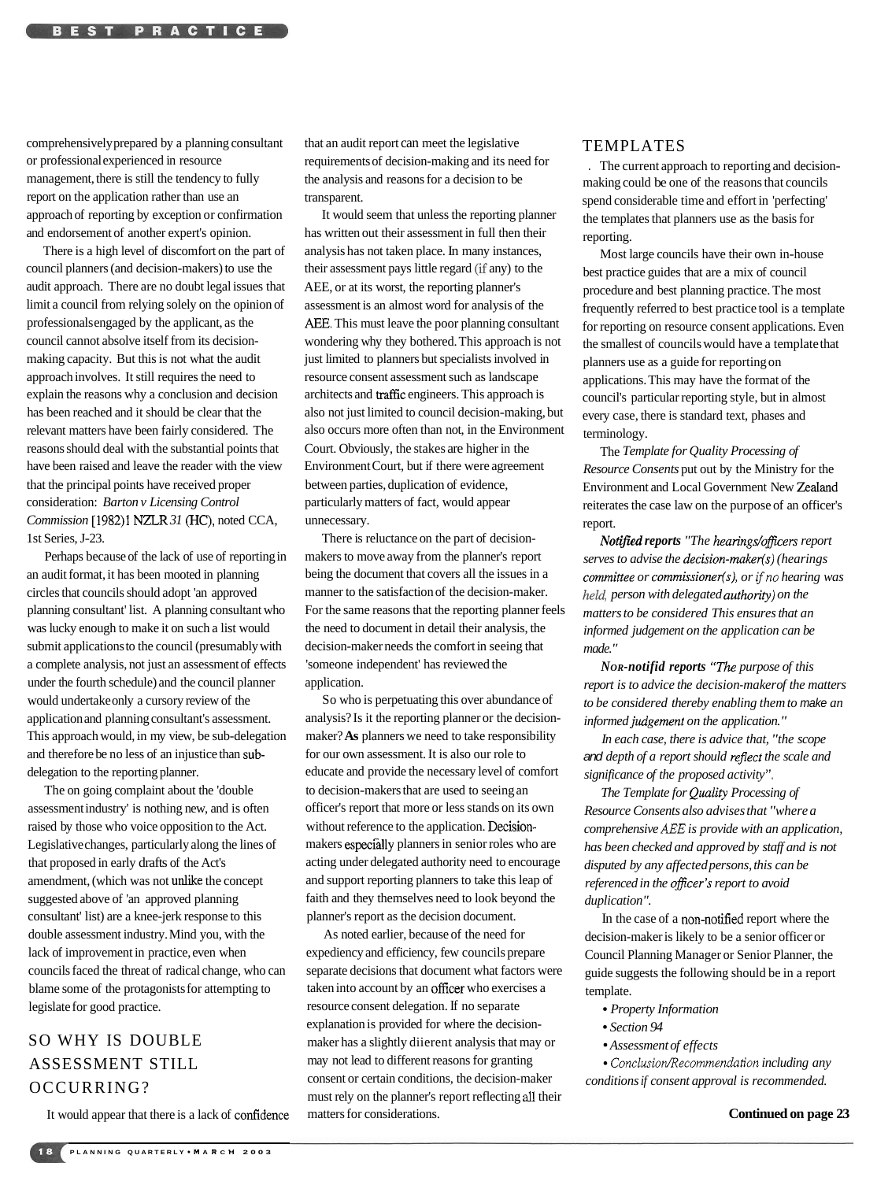comprehensively prepared by a planning consultant or professional experienced in resource management, there is still the tendency to fully report on the application rather than use an approach of reporting by exception or confirmation and endorsement of another expert's opinion.

There is a high level of discomfort on the part of council planners (and decision-makers) to use the audit approach. There are no doubt legal issues that limit a council from relying solely on the opinion of professionals engaged by the applicant, as the council cannot absolve itself from its decision-making capacity. But this is not what the audit approach involves. It still requires the need to explain the reasons why a conclusion and decision has been reached and it should be clear that the relevant matters have been fairly considered. The reasons should deal with the substantial points that have been raised and leave the reader with the view that the principal points have received proper consideration: *Barton v Licensing Control Commission* [1982]1 NZLR *31* (HC), noted CCA, 1st Series, J-23.

Perhaps because of the lack of use of reporting in an audit format, it has been mooted in planning circles that councils should adopt 'an approved planning consultant' list. A planning consultant who was lucky enough to make it on such a list would submit applications to the council (presumably with a complete analysis, not just an assessment of effects under the fourth schedule) and the council planner would undertake only a cursory review of the application and planning consultant's assessment. This approach would, in my view, be sub-delegation and therefore be no less of an injustice than sub-delegation to the reporting planner.

The on going complaint about the 'double assessment industry' is nothing new, and is often raised by those who voice opposition to the Act. Legislative changes, particularly along the lines of that proposed in early drafts of the Act's amendment, (which was not unlike the concept suggested above of 'an approved planning consultant' list) are a knee-jerk response to this double assessment industry. Mind you, with the lack of improvement in practice, even when councils faced the threat of radical change, who can blame some of the protagonists for attempting to legislate for good practice.

## SO WHY IS DOUBLE ASSESSMENT STILL OCCURRING?

It would appear that there is a lack of confidence that an audit report can meet the legislative requirements of decision-making and its need for the analysis and reasons for a decision to be transparent.

It would seem that unless the reporting planner has written out their assessment in full then their analysis has not taken place. In many instances, their assessment pays little regard (if any) to the AEE, or at its worst, the reporting planner's assessment is an almost word for analysis of the AEE. This must leave the poor planning consultant wondering why they bothered. This approach is not just limited to planners but specialists involved in resource consent assessment such as landscape architects and traffic engineers. This approach is also not just limited to council decision-making, but also occurs more often than not, in the Environment Court. Obviously, the stakes are higher in the Environment Court, but if there were agreement between parties, duplication of evidence, particularly matters of fact, would appear unnecessary.

There is reluctance on the part of decision-makers to move away from the planner's report being the document that covers all the issues in a manner to the satisfaction of the decision-maker. For the same reasons that the reporting planner feels the need to document in detail their analysis, the decision-maker needs the comfort in seeing that 'someone independent' has reviewed the application.

So who is perpetuating this over abundance of analysis? Is it the reporting planner or the decision-maker? **As** planners we need to take responsibility for our own assessment. It is also our role to educate and provide the necessary level of comfort to decision-makers that are used to seeing an officer's report that more or less stands on its own without reference to the application. Decision-makers especially planners in senior roles who are acting under delegated authority need to encourage and support reporting planners to take this leap of faith and they themselves need to look beyond the planner's report as the decision document.

As noted earlier, because of the need for expediency and efficiency, few councils prepare separate decisions that document what factors were taken into account by an officer who exercises a resource consent delegation. If no separate explanation is provided for where the decision-maker has a slightly diierent analysis that may or may not lead to different reasons for granting consent or certain conditions, the decision-maker must rely on the planner's report reflecting all their matters for considerations.

## TEMPLATES

. The current approach to reporting and decision-making could be one of the reasons that councils spend considerable time and effort in 'perfecting' the templates that planners use as the basis for reporting.

Most large councils have their own in-house best practice guides that are a mix of council procedure and best planning practice. The most frequently referred to best practice tool is a template for reporting on resource consent applications. Even the smallest of councils would have a template that planners use as a guide for reporting on applications. This may have the format of the council's particular reporting style, but in almost every case, there is standard text, phases and terminology.

The *Template for Quality Processing of Resource Consents* put out by the Ministry for the Environment and Local Government New Zealand reiterates the case law on the purpose of an officer's report.

***Notified reports*** *"The hearings/officers report serves to advise the decision-maker(s) (hearings committee or commissioner(s), or if no hearing was held, person with delegated authority) on the matters to be considered This ensures that an informed judgement on the application can be made."*

***Nor-notifid reports*** *"The purpose of this report is to advice the decision-makerof the matters to be considered thereby enabling them to make an informed judgement on the application."*

*In each case, there is advice that, "the scope and depth of a report should reflect the scale and significance of the proposed activity".*

*The Template for Quality Processing of Resource Consents also advises that "where a comprehensive AEE is provide with an application, has been checked and approved by staff and is not disputed by any affected persons, this can be referenced in the officer's report to avoid duplication".*

In the case of a non-notified report where the decision-maker is likely to be a senior officer or Council Planning Manager or Senior Planner, the guide suggests the following should be in a report template.

- *Property Information*
- *Section 94*
- *Assessment of effects*
- *Conclusion/Recommendation including any conditions if consent approval is recommended.*

**Continued on page 23**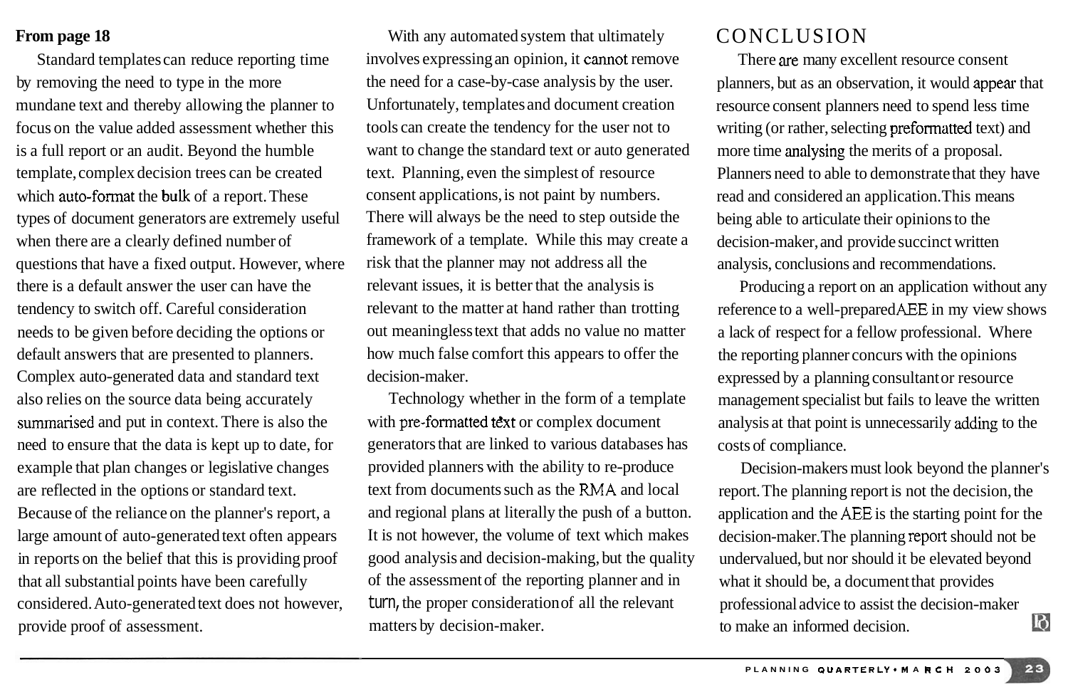**From page 18**

Standard templates can reduce reporting time by removing the need to type in the more mundane text and thereby allowing the planner to focus on the value added assessment whether this is a full report or an audit. Beyond the humble template, complex decision trees can be created which auto-format the bulk of a report. These types of document generators are extremely useful when there are a clearly defined number of questions that have a fixed output. However, where there is a default answer the user can have the tendency to switch off. Careful consideration needs to be given before deciding the options or default answers that are presented to planners. Complex auto-generated data and standard text also relies on the source data being accurately summarised and put in context. There is also the need to ensure that the data is kept up to date, for example that plan changes or legislative changes are reflected in the options or standard text. Because of the reliance on the planner's report, a large amount of auto-generated text often appears in reports on the belief that this is providing proof that all substantial points have been carefully considered. Auto-generated text does not however, provide proof of assessment.

With any automated system that ultimately involves expressing an opinion, it cannot remove the need for a case-by-case analysis by the user. Unfortunately, templates and document creation tools can create the tendency for the user not to want to change the standard text or auto generated text. Planning, even the simplest of resource consent applications, is not paint by numbers. There will always be the need to step outside the framework of a template. While this may create a risk that the planner may not address all the relevant issues, it is better that the analysis is relevant to the matter at hand rather than trotting out meaningless text that adds no value no matter how much false comfort this appears to offer the decision-maker.

Technology whether in the form of a template with pre-formatted text or complex document generators that are linked to various databases has provided planners with the ability to re-produce text from documents such as the RMA and local and regional plans at literally the push of a button. It is not however, the volume of text which makes good analysis and decision-making, but the quality of the assessment of the reporting planner and in turn, the proper consideration of all the relevant matters by decision-maker.

## CONCLUSION

There are many excellent resource consent planners, but as an observation, it would appear that resource consent planners need to spend less time writing (or rather, selecting preformatted text) and more time analysing the merits of a proposal. Planners need to able to demonstrate that they have read and considered an application. This means being able to articulate their opinions to the decision-maker, and provide succinct written analysis, conclusions and recommendations.

Producing a report on an application without any reference to a well-prepared AEE in my view shows a lack of respect for a fellow professional. Where the reporting planner concurs with the opinions expressed by a planning consultant or resource management specialist but fails to leave the written analysis at that point is unnecessarily adding to the costs of compliance.

Decision-makers must look beyond the planner's report. The planning report is not the decision, the application and the AEE is the starting point for the decision-maker. The planning report should not be undervalued, but nor should it be elevated beyond what it should be, a document that provides professional advice to assist the decision-maker to make an informed decision.